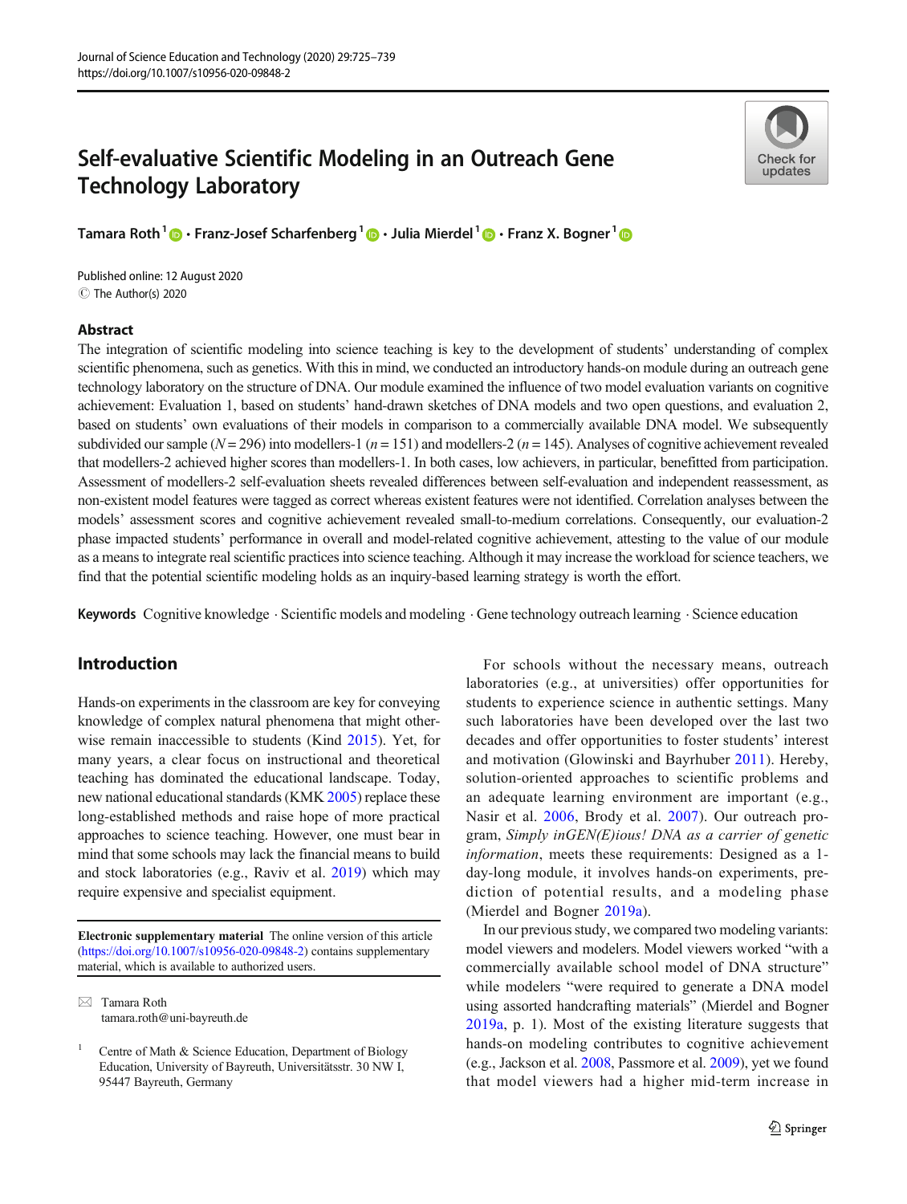# Self-evaluative Scientific Modeling in an Outreach Gene Technology Laboratory

**Tamara Roth**[1] · **Franz-Josef Scharfenberg**[1] · **Julia Mierdel**[1] · **Franz X. Bogner**[1]

Published online: 12 August 2020
© The Author(s) 2020

## Abstract

The integration of scientific modeling into science teaching is key to the development of students' understanding of complex scientific phenomena, such as genetics. With this in mind, we conducted an introductory hands-on module during an outreach gene technology laboratory on the structure of DNA. Our module examined the influence of two model evaluation variants on cognitive achievement: Evaluation 1, based on students' hand-drawn sketches of DNA models and two open questions, and evaluation 2, based on students' own evaluations of their models in comparison to a commercially available DNA model. We subsequently subdivided our sample ($N = 296$) into modellers-1 ($n = 151$) and modellers-2 ($n = 145$). Analyses of cognitive achievement revealed that modellers-2 achieved higher scores than modellers-1. In both cases, low achievers, in particular, benefitted from participation. Assessment of modellers-2 self-evaluation sheets revealed differences between self-evaluation and independent reassessment, as non-existent model features were tagged as correct whereas existent features were not identified. Correlation analyses between the models' assessment scores and cognitive achievement revealed small-to-medium correlations. Consequently, our evaluation-2 phase impacted students' performance in overall and model-related cognitive achievement, attesting to the value of our module as a means to integrate real scientific practices into science teaching. Although it may increase the workload for science teachers, we find that the potential scientific modeling holds as an inquiry-based learning strategy is worth the effort.

**Keywords** Cognitive knowledge · Scientific models and modeling · Gene technology outreach learning · Science education

## Introduction

Hands-on experiments in the classroom are key for conveying knowledge of complex natural phenomena that might otherwise remain inaccessible to students (Kind 2015). Yet, for many years, a clear focus on instructional and theoretical teaching has dominated the educational landscape. Today, new national educational standards (KMK 2005) replace these long-established methods and raise hope of more practical approaches to science teaching. However, one must bear in mind that some schools may lack the financial means to build and stock laboratories (e.g., Raviv et al. 2019) which may require expensive and specialist equipment.

For schools without the necessary means, outreach laboratories (e.g., at universities) offer opportunities for students to experience science in authentic settings. Many such laboratories have been developed over the last two decades and offer opportunities to foster students' interest and motivation (Glowinski and Bayrhuber 2011). Hereby, solution-oriented approaches to scientific problems and an adequate learning environment are important (e.g., Nasir et al. 2006, Brody et al. 2007). Our outreach program, *Simply inGEN(E)ious! DNA as a carrier of genetic information*, meets these requirements: Designed as a 1-day-long module, it involves hands-on experiments, prediction of potential results, and a modeling phase (Mierdel and Bogner 2019a).

In our previous study, we compared two modeling variants: model viewers and modelers. Model viewers worked "with a commercially available school model of DNA structure" while modelers "were required to generate a DNA model using assorted handcrafting materials" (Mierdel and Bogner 2019a, p. 1). Most of the existing literature suggests that hands-on modeling contributes to cognitive achievement (e.g., Jackson et al. 2008, Passmore et al. 2009), yet we found that model viewers had a higher mid-term increase in

---

**Electronic supplementary material** The online version of this article (https://doi.org/10.1007/s10956-020-09848-2) contains supplementary material, which is available to authorized users.

✉ Tamara Roth
tamara.roth@uni-bayreuth.de

[1] Centre of Math & Science Education, Department of Biology Education, University of Bayreuth, Universitätsstr. 30 NW I, 95447 Bayreuth, Germany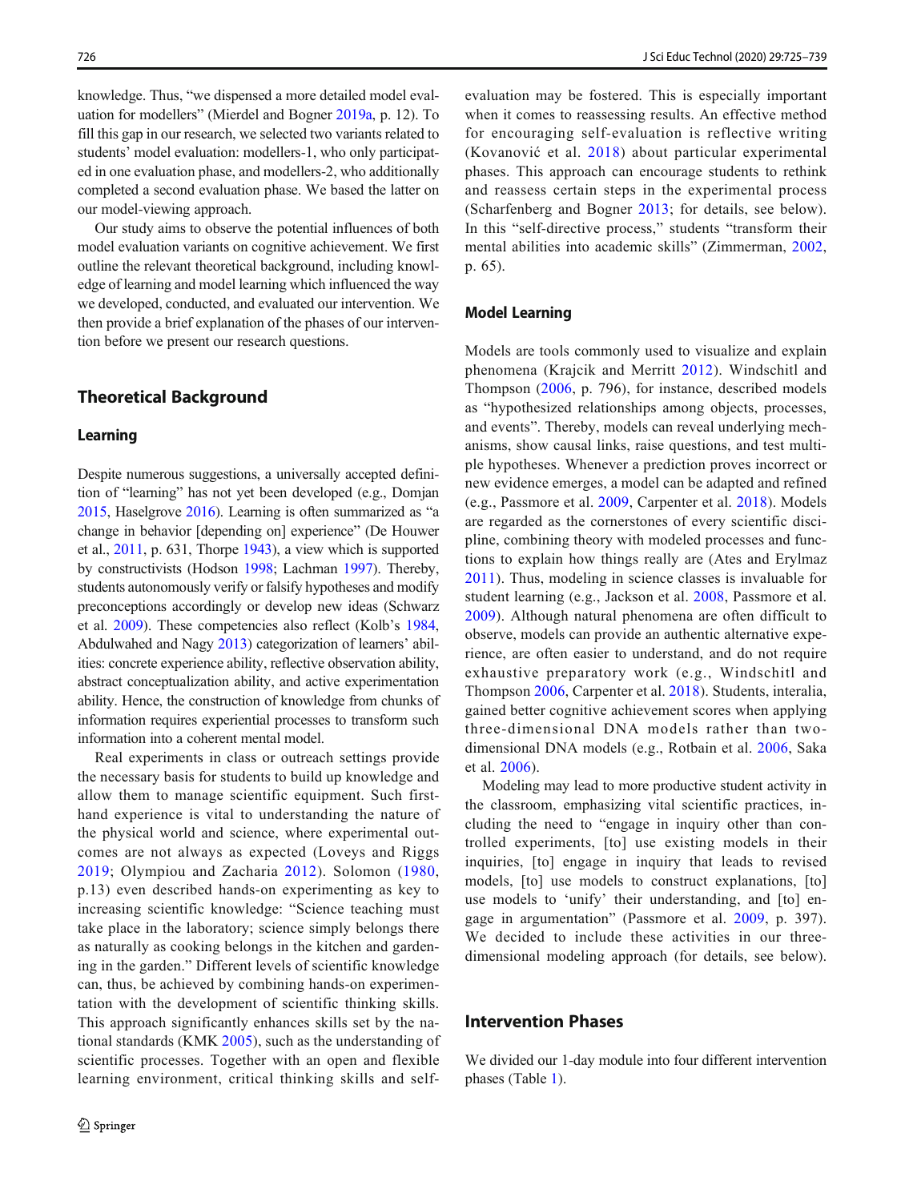knowledge. Thus, "we dispensed a more detailed model evaluation for modellers" (Mierdel and Bogner 2019a, p. 12). To fill this gap in our research, we selected two variants related to students' model evaluation: modellers-1, who only participated in one evaluation phase, and modellers-2, who additionally completed a second evaluation phase. We based the latter on our model-viewing approach.

Our study aims to observe the potential influences of both model evaluation variants on cognitive achievement. We first outline the relevant theoretical background, including knowledge of learning and model learning which influenced the way we developed, conducted, and evaluated our intervention. We then provide a brief explanation of the phases of our intervention before we present our research questions.

## Theoretical Background

### Learning

Despite numerous suggestions, a universally accepted definition of "learning" has not yet been developed (e.g., Domjan 2015, Haselgrove 2016). Learning is often summarized as "a change in behavior [depending on] experience" (De Houwer et al., 2011, p. 631, Thorpe 1943), a view which is supported by constructivists (Hodson 1998; Lachman 1997). Thereby, students autonomously verify or falsify hypotheses and modify preconceptions accordingly or develop new ideas (Schwarz et al. 2009). These competencies also reflect (Kolb's 1984, Abdulwahed and Nagy 2013) categorization of learners' abilities: concrete experience ability, reflective observation ability, abstract conceptualization ability, and active experimentation ability. Hence, the construction of knowledge from chunks of information requires experiential processes to transform such information into a coherent mental model.

Real experiments in class or outreach settings provide the necessary basis for students to build up knowledge and allow them to manage scientific equipment. Such first-hand experience is vital to understanding the nature of the physical world and science, where experimental outcomes are not always as expected (Loveys and Riggs 2019; Olympiou and Zacharia 2012). Solomon (1980, p.13) even described hands-on experimenting as key to increasing scientific knowledge: "Science teaching must take place in the laboratory; science simply belongs there as naturally as cooking belongs in the kitchen and gardening in the garden." Different levels of scientific knowledge can, thus, be achieved by combining hands-on experimentation with the development of scientific thinking skills. This approach significantly enhances skills set by the national standards (KMK 2005), such as the understanding of scientific processes. Together with an open and flexible learning environment, critical thinking skills and self-evaluation may be fostered. This is especially important when it comes to reassessing results. An effective method for encouraging self-evaluation is reflective writing (Kovanović et al. 2018) about particular experimental phases. This approach can encourage students to rethink and reassess certain steps in the experimental process (Scharfenberg and Bogner 2013; for details, see below). In this "self-directive process," students "transform their mental abilities into academic skills" (Zimmerman, 2002, p. 65).

### Model Learning

Models are tools commonly used to visualize and explain phenomena (Krajcik and Merritt 2012). Windschitl and Thompson (2006, p. 796), for instance, described models as "hypothesized relationships among objects, processes, and events". Thereby, models can reveal underlying mechanisms, show causal links, raise questions, and test multiple hypotheses. Whenever a prediction proves incorrect or new evidence emerges, a model can be adapted and refined (e.g., Passmore et al. 2009, Carpenter et al. 2018). Models are regarded as the cornerstones of every scientific discipline, combining theory with modeled processes and functions to explain how things really are (Ates and Erylmaz 2011). Thus, modeling in science classes is invaluable for student learning (e.g., Jackson et al. 2008, Passmore et al. 2009). Although natural phenomena are often difficult to observe, models can provide an authentic alternative experience, are often easier to understand, and do not require exhaustive preparatory work (e.g., Windschitl and Thompson 2006, Carpenter et al. 2018). Students, interalia, gained better cognitive achievement scores when applying three-dimensional DNA models rather than two-dimensional DNA models (e.g., Rotbain et al. 2006, Saka et al. 2006).

Modeling may lead to more productive student activity in the classroom, emphasizing vital scientific practices, including the need to "engage in inquiry other than controlled experiments, [to] use existing models in their inquiries, [to] engage in inquiry that leads to revised models, [to] use models to construct scientific explanations, [to] use models to 'unify' their understanding, and [to] engage in argumentation" (Passmore et al. 2009, p. 397). We decided to include these activities in our three-dimensional modeling approach (for details, see below).

## Intervention Phases

We divided our 1-day module into four different intervention phases (Table 1).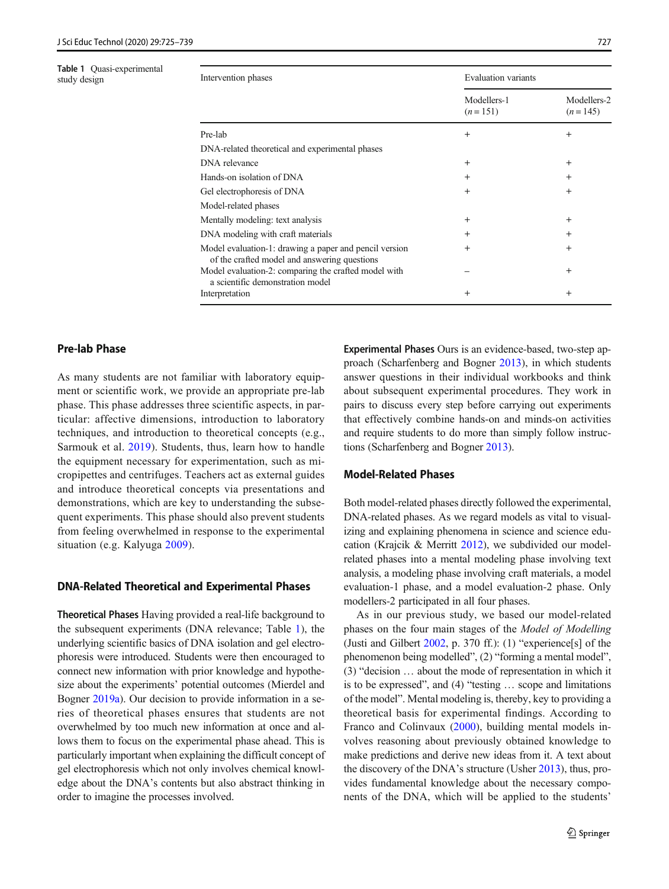**Table 1** Quasi-experimental study design

| Intervention phases | Evaluation variants | |
|---|---|---|
| | Modellers-1 ($n = 151$) | Modellers-2 ($n = 145$) |
| Pre-lab | + | + |
| DNA-related theoretical and experimental phases | | |
| DNA relevance | + | + |
| Hands-on isolation of DNA | + | + |
| Gel electrophoresis of DNA | + | + |
| Model-related phases | | |
| Mentally modeling: text analysis | + | + |
| DNA modeling with craft materials | + | + |
| Model evaluation-1: drawing a paper and pencil version of the crafted model and answering questions | + | + |
| Model evaluation-2: comparing the crafted model with a scientific demonstration model | – | + |
| Interpretation | + | + |

## Pre-lab Phase

As many students are not familiar with laboratory equipment or scientific work, we provide an appropriate pre-lab phase. This phase addresses three scientific aspects, in particular: affective dimensions, introduction to laboratory techniques, and introduction to theoretical concepts (e.g., Sarmouk et al. 2019). Students, thus, learn how to handle the equipment necessary for experimentation, such as micropipettes and centrifuges. Teachers act as external guides and introduce theoretical concepts via presentations and demonstrations, which are key to understanding the subsequent experiments. This phase should also prevent students from feeling overwhelmed in response to the experimental situation (e.g. Kalyuga 2009).

## DNA-Related Theoretical and Experimental Phases

**Theoretical Phases** Having provided a real-life background to the subsequent experiments (DNA relevance; Table 1), the underlying scientific basics of DNA isolation and gel electrophoresis were introduced. Students were then encouraged to connect new information with prior knowledge and hypothesize about the experiments' potential outcomes (Mierdel and Bogner 2019a). Our decision to provide information in a series of theoretical phases ensures that students are not overwhelmed by too much new information at once and allows them to focus on the experimental phase ahead. This is particularly important when explaining the difficult concept of gel electrophoresis which not only involves chemical knowledge about the DNA's contents but also abstract thinking in order to imagine the processes involved.

**Experimental Phases** Ours is an evidence-based, two-step approach (Scharfenberg and Bogner 2013), in which students answer questions in their individual workbooks and think about subsequent experimental procedures. They work in pairs to discuss every step before carrying out experiments that effectively combine hands-on and minds-on activities and require students to do more than simply follow instructions (Scharfenberg and Bogner 2013).

## Model-Related Phases

Both model-related phases directly followed the experimental, DNA-related phases. As we regard models as vital to visualizing and explaining phenomena in science and science education (Krajcik & Merritt 2012), we subdivided our model-related phases into a mental modeling phase involving text analysis, a modeling phase involving craft materials, a model evaluation-1 phase, and a model evaluation-2 phase. Only modellers-2 participated in all four phases.

As in our previous study, we based our model-related phases on the four main stages of the *Model of Modelling* (Justi and Gilbert 2002, p. 370 ff.): (1) "experience[s] of the phenomenon being modelled", (2) "forming a mental model", (3) "decision … about the mode of representation in which it is to be expressed", and (4) "testing … scope and limitations of the model". Mental modeling is, thereby, key to providing a theoretical basis for experimental findings. According to Franco and Colinvaux (2000), building mental models involves reasoning about previously obtained knowledge to make predictions and derive new ideas from it. A text about the discovery of the DNA's structure (Usher 2013), thus, provides fundamental knowledge about the necessary components of the DNA, which will be applied to the students'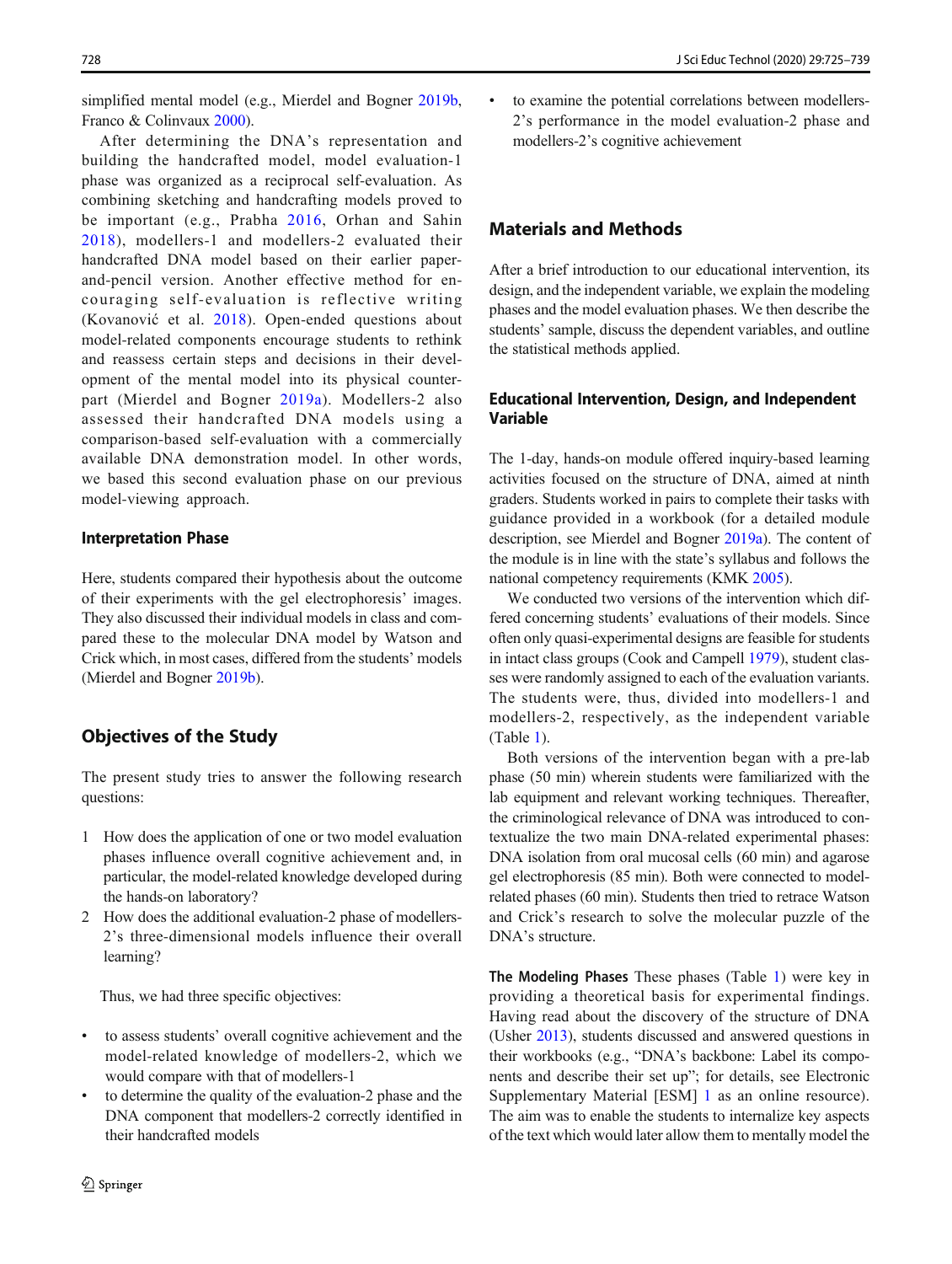simplified mental model (e.g., Mierdel and Bogner 2019b, Franco & Colinvaux 2000).

After determining the DNA's representation and building the handcrafted model, model evaluation-1 phase was organized as a reciprocal self-evaluation. As combining sketching and handcrafting models proved to be important (e.g., Prabha 2016, Orhan and Sahin 2018), modellers-1 and modellers-2 evaluated their handcrafted DNA model based on their earlier paper-and-pencil version. Another effective method for encouraging self-evaluation is reflective writing (Kovanović et al. 2018). Open-ended questions about model-related components encourage students to rethink and reassess certain steps and decisions in their development of the mental model into its physical counterpart (Mierdel and Bogner 2019a). Modellers-2 also assessed their handcrafted DNA models using a comparison-based self-evaluation with a commercially available DNA demonstration model. In other words, we based this second evaluation phase on our previous model-viewing approach.

### Interpretation Phase

Here, students compared their hypothesis about the outcome of their experiments with the gel electrophoresis' images. They also discussed their individual models in class and compared these to the molecular DNA model by Watson and Crick which, in most cases, differed from the students' models (Mierdel and Bogner 2019b).

## Objectives of the Study

The present study tries to answer the following research questions:

1. How does the application of one or two model evaluation phases influence overall cognitive achievement and, in particular, the model-related knowledge developed during the hands-on laboratory?
2. How does the additional evaluation-2 phase of modellers-2's three-dimensional models influence their overall learning?

Thus, we had three specific objectives:

- to assess students' overall cognitive achievement and the model-related knowledge of modellers-2, which we would compare with that of modellers-1
- to determine the quality of the evaluation-2 phase and the DNA component that modellers-2 correctly identified in their handcrafted models
- to examine the potential correlations between modellers-2's performance in the model evaluation-2 phase and modellers-2's cognitive achievement

## Materials and Methods

After a brief introduction to our educational intervention, its design, and the independent variable, we explain the modeling phases and the model evaluation phases. We then describe the students' sample, discuss the dependent variables, and outline the statistical methods applied.

### Educational Intervention, Design, and Independent Variable

The 1-day, hands-on module offered inquiry-based learning activities focused on the structure of DNA, aimed at ninth graders. Students worked in pairs to complete their tasks with guidance provided in a workbook (for a detailed module description, see Mierdel and Bogner 2019a). The content of the module is in line with the state's syllabus and follows the national competency requirements (KMK 2005).

We conducted two versions of the intervention which differed concerning students' evaluations of their models. Since often only quasi-experimental designs are feasible for students in intact class groups (Cook and Campell 1979), student classes were randomly assigned to each of the evaluation variants. The students were, thus, divided into modellers-1 and modellers-2, respectively, as the independent variable (Table 1).

Both versions of the intervention began with a pre-lab phase (50 min) wherein students were familiarized with the lab equipment and relevant working techniques. Thereafter, the criminological relevance of DNA was introduced to contextualize the two main DNA-related experimental phases: DNA isolation from oral mucosal cells (60 min) and agarose gel electrophoresis (85 min). Both were connected to model-related phases (60 min). Students then tried to retrace Watson and Crick's research to solve the molecular puzzle of the DNA's structure.

**The Modeling Phases** These phases (Table 1) were key in providing a theoretical basis for experimental findings. Having read about the discovery of the structure of DNA (Usher 2013), students discussed and answered questions in their workbooks (e.g., "DNA's backbone: Label its components and describe their set up"; for details, see Electronic Supplementary Material [ESM] 1 as an online resource). The aim was to enable the students to internalize key aspects of the text which would later allow them to mentally model the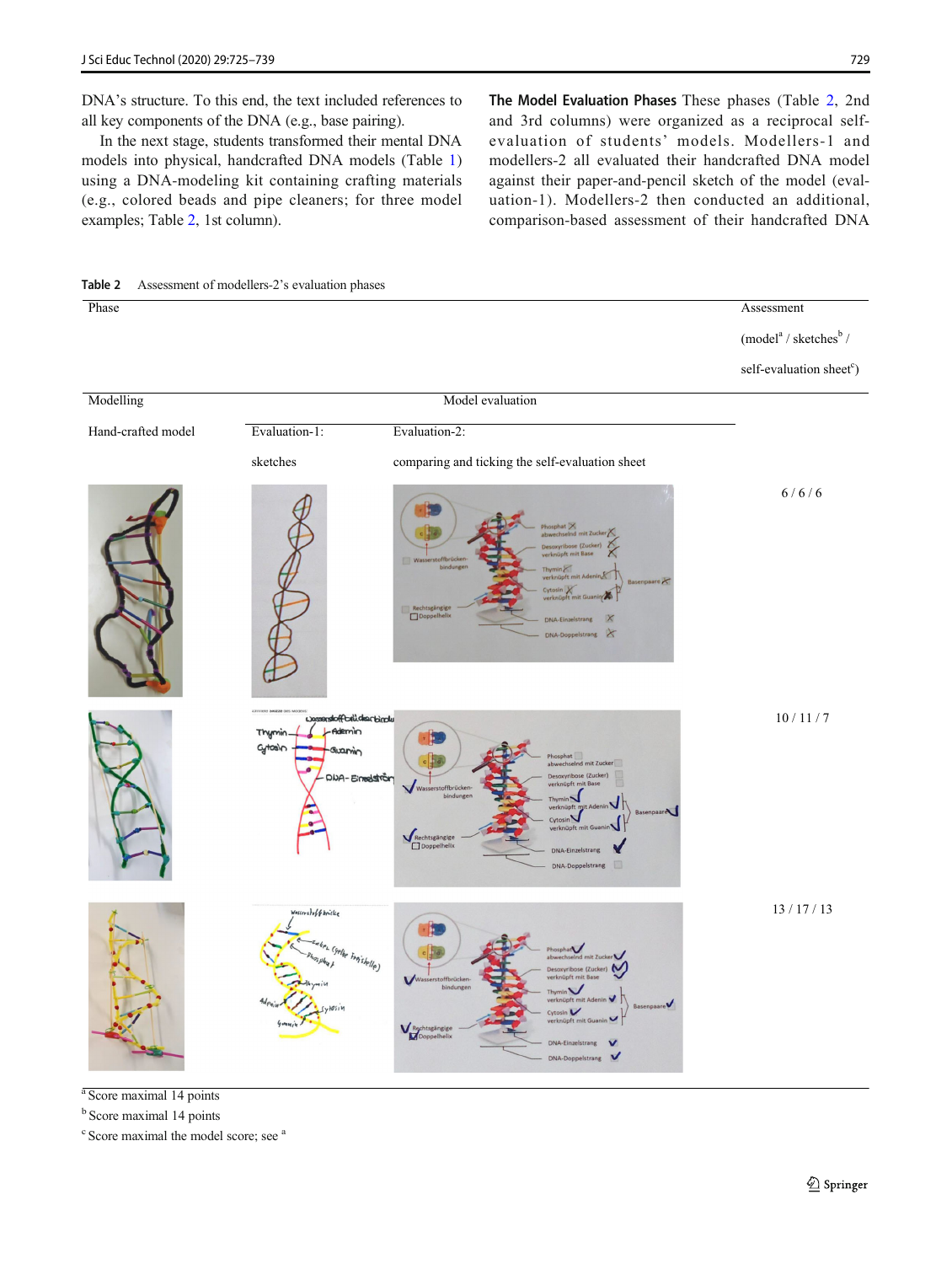DNA's structure. To this end, the text included references to all key components of the DNA (e.g., base pairing).

In the next stage, students transformed their mental DNA models into physical, handcrafted DNA models (Table 1) using a DNA-modeling kit containing crafting materials (e.g., colored beads and pipe cleaners; for three model examples; Table 2, 1st column).

**The Model Evaluation Phases** These phases (Table 2, 2nd and 3rd columns) were organized as a reciprocal self-evaluation of students' models. Modellers-1 and modellers-2 all evaluated their handcrafted DNA model against their paper-and-pencil sketch of the model (evaluation-1). Modellers-2 then conducted an additional, comparison-based assessment of their handcrafted DNA

**Table 2** Assessment of modellers-2's evaluation phases

| Phase | | | Assessment (model[a] / sketches[b] / self-evaluation sheet[c]) |
|---|---|---|---|
| Modelling | Model evaluation | | |
| Hand-crafted model | Evaluation-1: sketches | Evaluation-2: comparing and ticking the self-evaluation sheet | |
| | | | 6 / 6 / 6 |
| | | | 10 / 11 / 7 |
| | | | 13 / 17 / 13 |

[a] Score maximal 14 points

[b] Score maximal 14 points

[c] Score maximal the model score; see [a]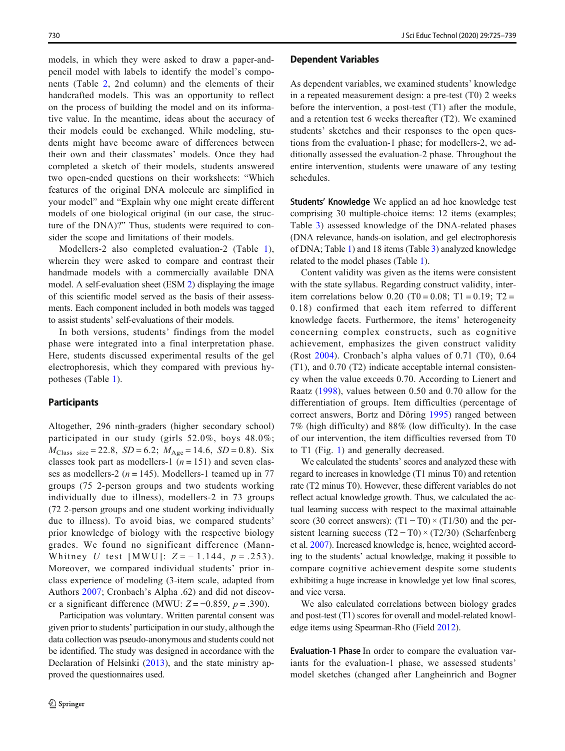models, in which they were asked to draw a paper-and-pencil model with labels to identify the model's components (Table 2, 2nd column) and the elements of their handcrafted models. This was an opportunity to reflect on the process of building the model and on its informative value. In the meantime, ideas about the accuracy of their models could be exchanged. While modeling, students might have become aware of differences between their own and their classmates' models. Once they had completed a sketch of their models, students answered two open-ended questions on their worksheets: "Which features of the original DNA molecule are simplified in your model" and "Explain why one might create different models of one biological original (in our case, the structure of the DNA)?" Thus, students were required to consider the scope and limitations of their models.

Modellers-2 also completed evaluation-2 (Table 1), wherein they were asked to compare and contrast their handmade models with a commercially available DNA model. A self-evaluation sheet (ESM 2) displaying the image of this scientific model served as the basis of their assessments. Each component included in both models was tagged to assist students' self-evaluations of their models.

In both versions, students' findings from the model phase were integrated into a final interpretation phase. Here, students discussed experimental results of the gel electrophoresis, which they compared with previous hypotheses (Table 1).

## Participants

Altogether, 296 ninth-graders (higher secondary school) participated in our study (girls 52.0%, boys 48.0%; $M_{\text{Class size}} = 22.8$, $SD = 6.2$; $M_{\text{Age}} = 14.6$, $SD = 0.8$). Six classes took part as modellers-1 ($n = 151$) and seven classes as modellers-2 ($n = 145$). Modellers-1 teamed up in 77 groups (75 2-person groups and two students working individually due to illness), modellers-2 in 73 groups (72 2-person groups and one student working individually due to illness). To avoid bias, we compared students' prior knowledge of biology with the respective biology grades. We found no significant difference (Mann-Whitney *U* test [MWU]: $Z = -1.144$, $p = .253$). Moreover, we compared individual students' prior in-class experience of modeling (3-item scale, adapted from Authors 2007; Cronbach's Alpha .62) and did not discover a significant difference (MWU: $Z = -0.859$, $p = .390$).

Participation was voluntary. Written parental consent was given prior to students' participation in our study, although the data collection was pseudo-anonymous and students could not be identified. The study was designed in accordance with the Declaration of Helsinki (2013), and the state ministry approved the questionnaires used.

## Dependent Variables

As dependent variables, we examined students' knowledge in a repeated measurement design: a pre-test (T0) 2 weeks before the intervention, a post-test (T1) after the module, and a retention test 6 weeks thereafter (T2). We examined students' sketches and their responses to the open questions from the evaluation-1 phase; for modellers-2, we additionally assessed the evaluation-2 phase. Throughout the entire intervention, students were unaware of any testing schedules.

**Students' Knowledge** We applied an ad hoc knowledge test comprising 30 multiple-choice items: 12 items (examples; Table 3) assessed knowledge of the DNA-related phases (DNA relevance, hands-on isolation, and gel electrophoresis of DNA; Table 1) and 18 items (Table 3) analyzed knowledge related to the model phases (Table 1).

Content validity was given as the items were consistent with the state syllabus. Regarding construct validity, inter-item correlations below 0.20 (T0 = 0.08; T1 = 0.19; T2 = 0.18) confirmed that each item referred to different knowledge facets. Furthermore, the items' heterogeneity concerning complex constructs, such as cognitive achievement, emphasizes the given construct validity (Rost 2004). Cronbach's alpha values of 0.71 (T0), 0.64 (T1), and 0.70 (T2) indicate acceptable internal consistency when the value exceeds 0.70. According to Lienert and Raatz (1998), values between 0.50 and 0.70 allow for the differentiation of groups. Item difficulties (percentage of correct answers, Bortz and Döring 1995) ranged between 7% (high difficulty) and 88% (low difficulty). In the case of our intervention, the item difficulties reversed from T0 to T1 (Fig. 1) and generally decreased.

We calculated the students' scores and analyzed these with regard to increases in knowledge (T1 minus T0) and retention rate (T2 minus T0). However, these different variables do not reflect actual knowledge growth. Thus, we calculated the actual learning success with respect to the maximal attainable score (30 correct answers): $(T1 - T0) \times (T1/30)$ and the persistent learning success $(T2 - T0) \times (T2/30)$ (Scharfenberg et al. 2007). Increased knowledge is, hence, weighted according to the students' actual knowledge, making it possible to compare cognitive achievement despite some students exhibiting a huge increase in knowledge yet low final scores, and vice versa.

We also calculated correlations between biology grades and post-test (T1) scores for overall and model-related knowledge items using Spearman-Rho (Field 2012).

**Evaluation-1 Phase** In order to compare the evaluation variants for the evaluation-1 phase, we assessed students' model sketches (changed after Langheinrich and Bogner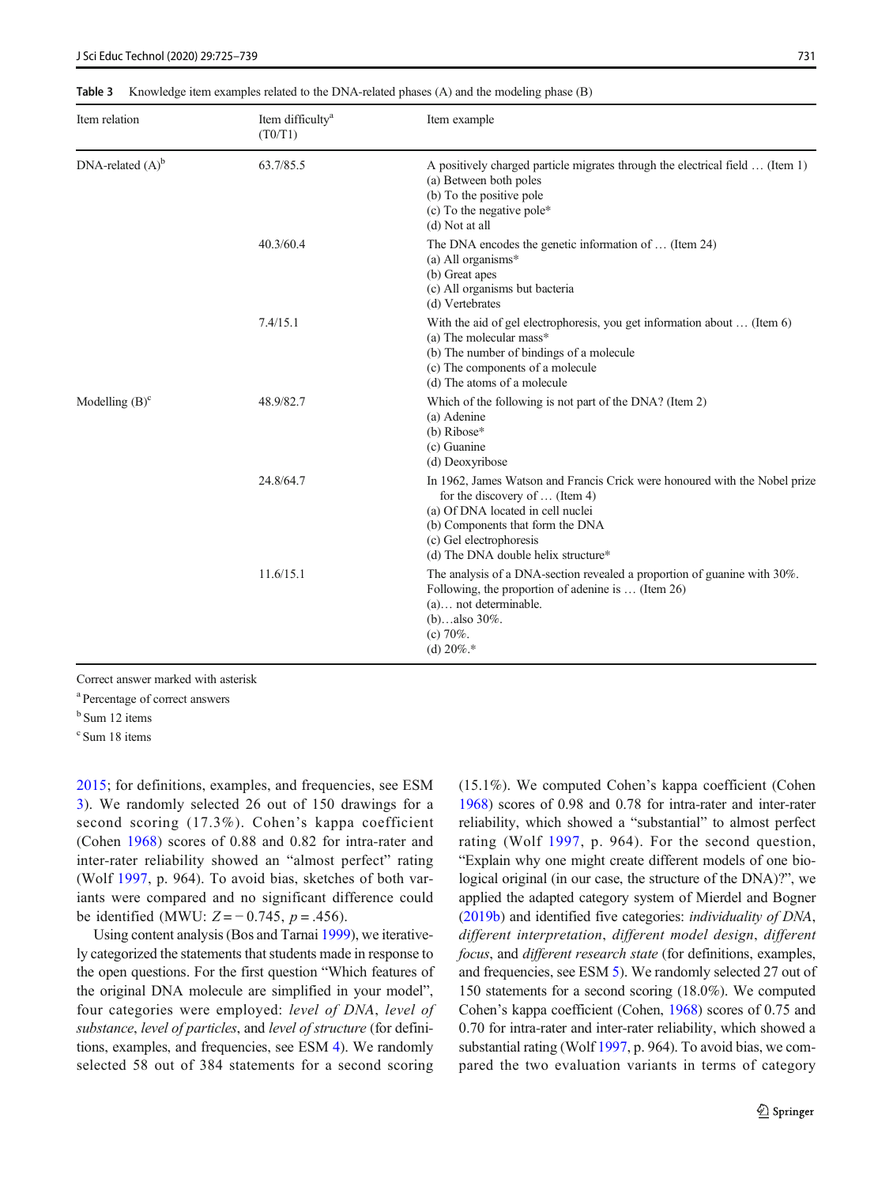**Table 3** Knowledge item examples related to the DNA-related phases (A) and the modeling phase (B)

| Item relation | Item difficulty[a] (T0/T1) | Item example |
|---|---|---|
| DNA-related (A)[b] | 63.7/85.5 | A positively charged particle migrates through the electrical field … (Item 1)<br>(a) Between both poles<br>(b) To the positive pole<br>(c) To the negative pole*<br>(d) Not at all |
| | 40.3/60.4 | The DNA encodes the genetic information of … (Item 24)<br>(a) All organisms*<br>(b) Great apes<br>(c) All organisms but bacteria<br>(d) Vertebrates |
| | 7.4/15.1 | With the aid of gel electrophoresis, you get information about … (Item 6)<br>(a) The molecular mass*<br>(b) The number of bindings of a molecule<br>(c) The components of a molecule<br>(d) The atoms of a molecule |
| Modelling (B)[c] | 48.9/82.7 | Which of the following is not part of the DNA? (Item 2)<br>(a) Adenine<br>(b) Ribose*<br>(c) Guanine<br>(d) Deoxyribose |
| | 24.8/64.7 | In 1962, James Watson and Francis Crick were honoured with the Nobel prize for the discovery of … (Item 4)<br>(a) Of DNA located in cell nuclei<br>(b) Components that form the DNA<br>(c) Gel electrophoresis<br>(d) The DNA double helix structure* |
| | 11.6/15.1 | The analysis of a DNA-section revealed a proportion of guanine with 30%. Following, the proportion of adenine is … (Item 26)<br>(a)… not determinable.<br>(b)…also 30%.<br>(c) 70%.<br>(d) 20%.* |

Correct answer marked with asterisk

[a] Percentage of correct answers

[b] Sum 12 items

[c] Sum 18 items

2015; for definitions, examples, and frequencies, see ESM 3). We randomly selected 26 out of 150 drawings for a second scoring (17.3%). Cohen's kappa coefficient (Cohen 1968) scores of 0.88 and 0.82 for intra-rater and inter-rater reliability showed an "almost perfect" rating (Wolf 1997, p. 964). To avoid bias, sketches of both variants were compared and no significant difference could be identified (MWU: $Z = -0.745$, $p = .456$).

Using content analysis (Bos and Tarnai 1999), we iteratively categorized the statements that students made in response to the open questions. For the first question "Which features of the original DNA molecule are simplified in your model", four categories were employed: *level of DNA*, *level of substance*, *level of particles*, and *level of structure* (for definitions, examples, and frequencies, see ESM 4). We randomly selected 58 out of 384 statements for a second scoring (15.1%). We computed Cohen's kappa coefficient (Cohen 1968) scores of 0.98 and 0.78 for intra-rater and inter-rater reliability, which showed a "substantial" to almost perfect rating (Wolf 1997, p. 964). For the second question, "Explain why one might create different models of one biological original (in our case, the structure of the DNA)?", we applied the adapted category system of Mierdel and Bogner (2019b) and identified five categories: *individuality of DNA*, *different interpretation*, *different model design*, *different focus*, and *different research state* (for definitions, examples, and frequencies, see ESM 5). We randomly selected 27 out of 150 statements for a second scoring (18.0%). We computed Cohen's kappa coefficient (Cohen, 1968) scores of 0.75 and 0.70 for intra-rater and inter-rater reliability, which showed a substantial rating (Wolf 1997, p. 964). To avoid bias, we compared the two evaluation variants in terms of category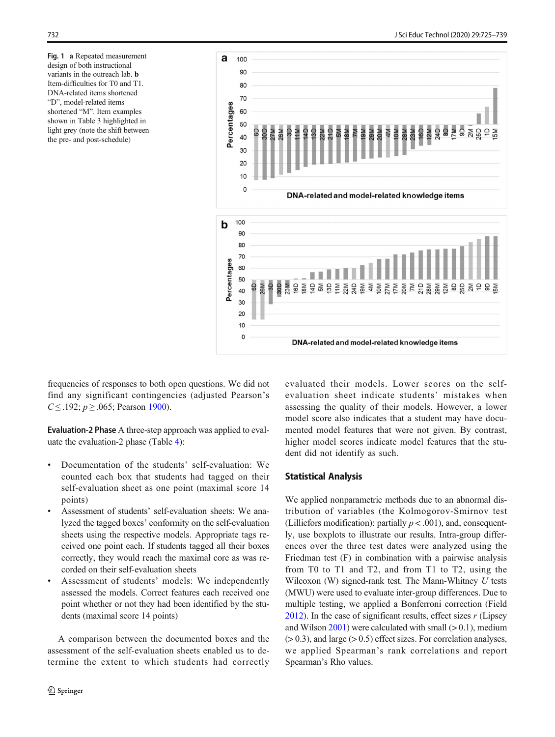Fig. 1 **a** Repeated measurement design of both instructional variants in the outreach lab. **b** Item-difficulties for T0 and T1. DNA-related items shortened "D", model-related items shortened "M". Item examples shown in Table 3 highlighted in light grey (note the shift between the pre- and post-schedule)

frequencies of responses to both open questions. We did not find any significant contingencies (adjusted Pearson's $C \leq .192$; $p \geq .065$; Pearson 1900).

**Evaluation-2 Phase** A three-step approach was applied to evaluate the evaluation-2 phase (Table 4):

- Documentation of the students' self-evaluation: We counted each box that students had tagged on their self-evaluation sheet as one point (maximal score 14 points)
- Assessment of students' self-evaluation sheets: We analyzed the tagged boxes' conformity on the self-evaluation sheets using the respective models. Appropriate tags received one point each. If students tagged all their boxes correctly, they would reach the maximal core as was recorded on their self-evaluation sheets
- Assessment of students' models: We independently assessed the models. Correct features each received one point whether or not they had been identified by the students (maximal score 14 points)

A comparison between the documented boxes and the assessment of the self-evaluation sheets enabled us to determine the extent to which students had correctly evaluated their models. Lower scores on the self-evaluation sheet indicate students' mistakes when assessing the quality of their models. However, a lower model score also indicates that a student may have documented model features that were not given. By contrast, higher model scores indicate model features that the student did not identify as such.

## Statistical Analysis

We applied nonparametric methods due to an abnormal distribution of variables (the Kolmogorov-Smirnov test (Lilliefors modification): partially $p < .001$), and, consequently, use boxplots to illustrate our results. Intra-group differences over the three test dates were analyzed using the Friedman test (F) in combination with a pairwise analysis from T0 to T1 and T2, and from T1 to T2, using the Wilcoxon (W) signed-rank test. The Mann-Whitney *U* tests (MWU) were used to evaluate inter-group differences. Due to multiple testing, we applied a Bonferroni correction (Field 2012). In the case of significant results, effect sizes *r* (Lipsey and Wilson 2001) were calculated with small (> 0.1), medium (> 0.3), and large (> 0.5) effect sizes. For correlation analyses, we applied Spearman's rank correlations and report Spearman's Rho values.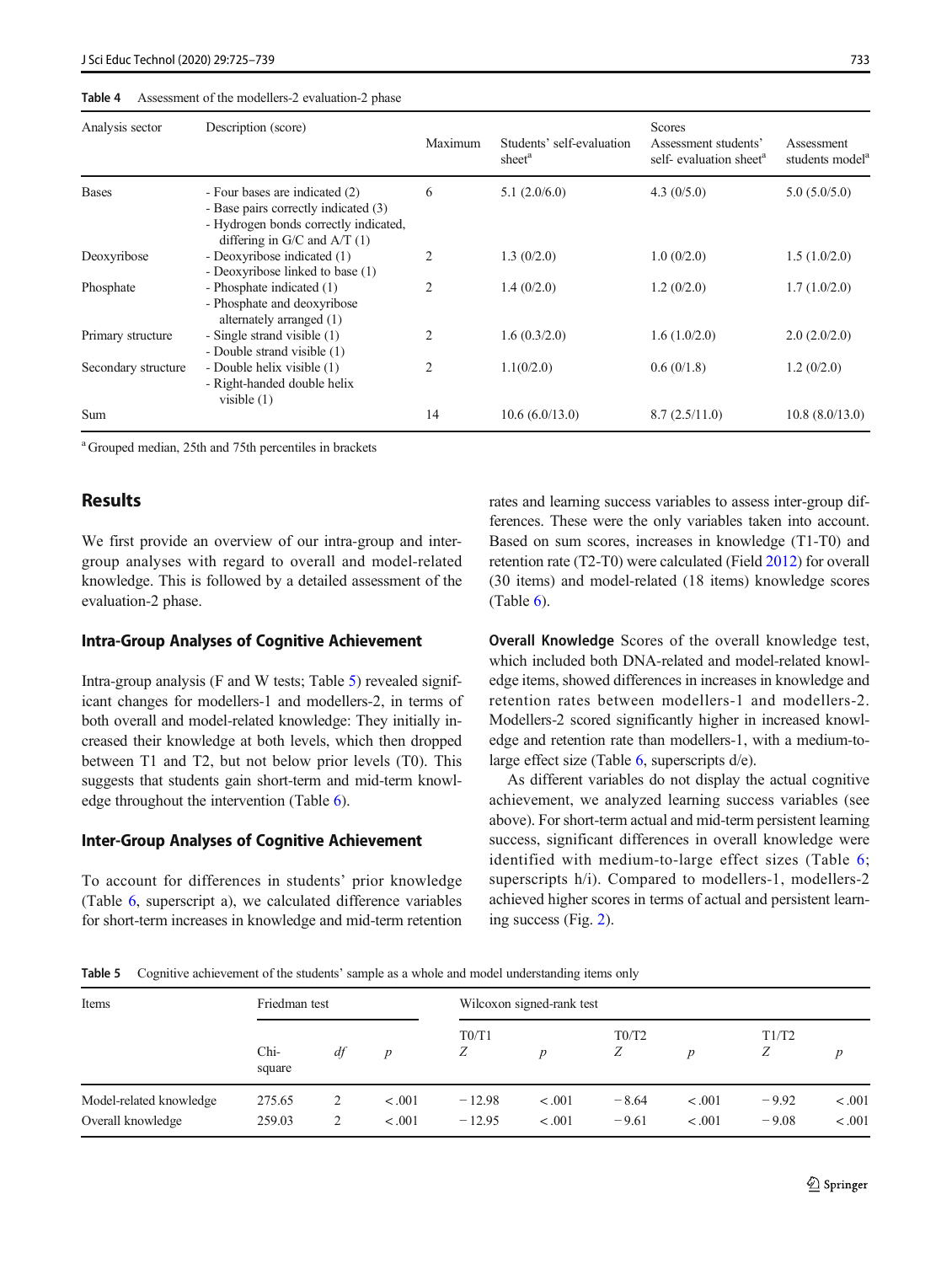**Table 4** Assessment of the modellers-2 evaluation-2 phase

| Analysis sector | Description (score) | Maximum | Scores | | |
|---|---|---|---|---|---|
| | | | Students' self-evaluation sheet[a] | Assessment students' self- evaluation sheet[a] | Assessment students model[a] |
| Bases | - Four bases are indicated (2)<br>- Base pairs correctly indicated (3)<br>- Hydrogen bonds correctly indicated, differing in G/C and A/T (1) | 6 | 5.1 (2.0/6.0) | 4.3 (0/5.0) | 5.0 (5.0/5.0) |
| Deoxyribose | - Deoxyribose indicated (1)<br>- Deoxyribose linked to base (1) | 2 | 1.3 (0/2.0) | 1.0 (0/2.0) | 1.5 (1.0/2.0) |
| Phosphate | - Phosphate indicated (1)<br>- Phosphate and deoxyribose alternately arranged (1) | 2 | 1.4 (0/2.0) | 1.2 (0/2.0) | 1.7 (1.0/2.0) |
| Primary structure | - Single strand visible (1)<br>- Double strand visible (1) | 2 | 1.6 (0.3/2.0) | 1.6 (1.0/2.0) | 2.0 (2.0/2.0) |
| Secondary structure | - Double helix visible (1)<br>- Right-handed double helix visible (1) | 2 | 1.1(0/2.0) | 0.6 (0/1.8) | 1.2 (0/2.0) |
| Sum | | 14 | 10.6 (6.0/13.0) | 8.7 (2.5/11.0) | 10.8 (8.0/13.0) |

[a] Grouped median, 25th and 75th percentiles in brackets

## Results

We first provide an overview of our intra-group and inter-group analyses with regard to overall and model-related knowledge. This is followed by a detailed assessment of the evaluation-2 phase.

### Intra-Group Analyses of Cognitive Achievement

Intra-group analysis (F and W tests; Table 5) revealed significant changes for modellers-1 and modellers-2, in terms of both overall and model-related knowledge: They initially increased their knowledge at both levels, which then dropped between T1 and T2, but not below prior levels (T0). This suggests that students gain short-term and mid-term knowledge throughout the intervention (Table 6).

### Inter-Group Analyses of Cognitive Achievement

To account for differences in students' prior knowledge (Table 6, superscript a), we calculated difference variables for short-term increases in knowledge and mid-term retention rates and learning success variables to assess inter-group differences. These were the only variables taken into account. Based on sum scores, increases in knowledge (T1-T0) and retention rate (T2-T0) were calculated (Field 2012) for overall (30 items) and model-related (18 items) knowledge scores (Table 6).

**Overall Knowledge** Scores of the overall knowledge test, which included both DNA-related and model-related knowledge items, showed differences in increases in knowledge and retention rates between modellers-1 and modellers-2. Modellers-2 scored significantly higher in increased knowledge and retention rate than modellers-1, with a medium-to-large effect size (Table 6, superscripts d/e).

As different variables do not display the actual cognitive achievement, we analyzed learning success variables (see above). For short-term actual and mid-term persistent learning success, significant differences in overall knowledge were identified with medium-to-large effect sizes (Table 6; superscripts h/i). Compared to modellers-1, modellers-2 achieved higher scores in terms of actual and persistent learning success (Fig. 2).

**Table 5** Cognitive achievement of the students' sample as a whole and model understanding items only

| Items | Friedman test | | | Wilcoxon signed-rank test | | | | | |
|---|---|---|---|---|---|---|---|---|---|
| | Chi-square | *df* | *p* | T0/T1 *Z* | *p* | T0/T2 *Z* | *p* | T1/T2 *Z* | *p* |
| Model-related knowledge | 275.65 | 2 | < .001 | − 12.98 | < .001 | − 8.64 | < .001 | − 9.92 | < .001 |
| Overall knowledge | 259.03 | 2 | < .001 | − 12.95 | < .001 | − 9.61 | < .001 | − 9.08 | < .001 |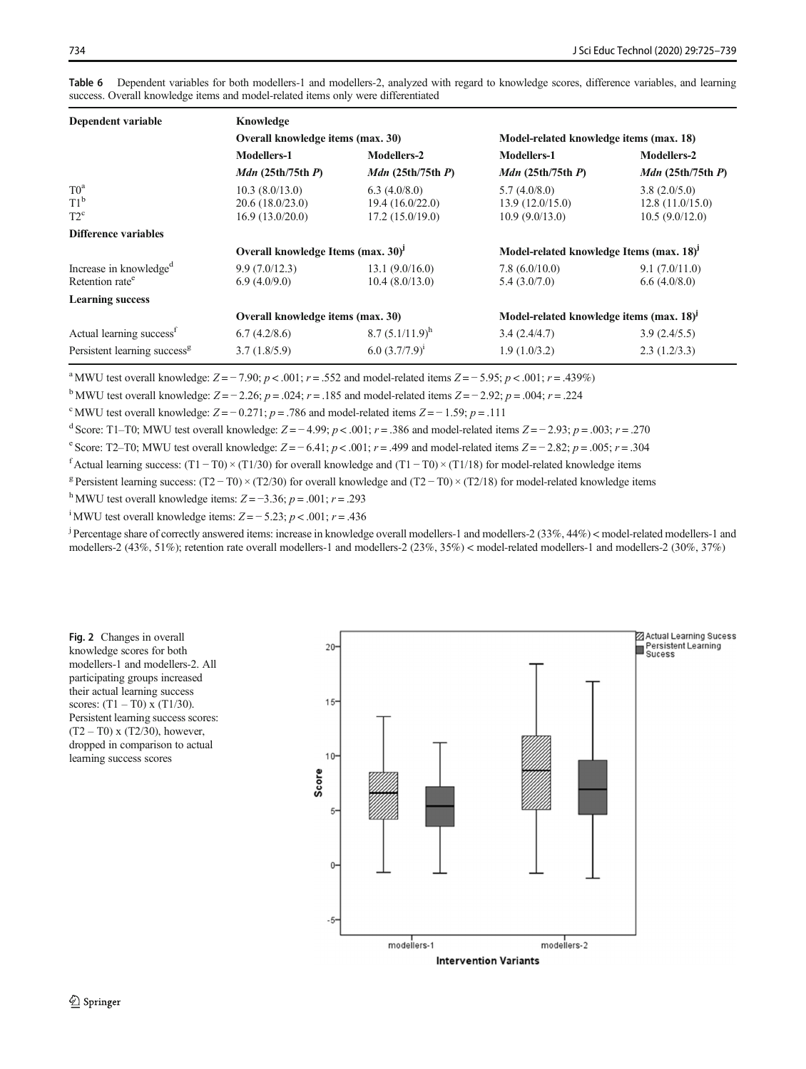**Table 6** Dependent variables for both modellers-1 and modellers-2, analyzed with regard to knowledge scores, difference variables, and learning success. Overall knowledge items and model-related items only were differentiated

| Dependent variable | Knowledge | | | |
|---|---|---|---|---|
| | Overall knowledge items (max. 30) | | Model-related knowledge items (max. 18) | |
| | Modellers-1 | Modellers-2 | Modellers-1 | Modellers-2 |
| | *Mdn* (25th/75th *P*) | *Mdn* (25th/75th *P*) | *Mdn* (25th/75th *P*) | *Mdn* (25th/75th *P*) |
| T0[a] | 10.3 (8.0/13.0) | 6.3 (4.0/8.0) | 5.7 (4.0/8.0) | 3.8 (2.0/5.0) |
| T1[b] | 20.6 (18.0/23.0) | 19.4 (16.0/22.0) | 13.9 (12.0/15.0) | 12.8 (11.0/15.0) |
| T2[c] | 16.9 (13.0/20.0) | 17.2 (15.0/19.0) | 10.9 (9.0/13.0) | 10.5 (9.0/12.0) |
| **Difference variables** | | | | |
| | Overall knowledge Items (max. 30)[j] | | Model-related knowledge Items (max. 18)[j] | |
| Increase in knowledge[d] | 9.9 (7.0/12.3) | 13.1 (9.0/16.0) | 7.8 (6.0/10.0) | 9.1 (7.0/11.0) |
| Retention rate[e] | 6.9 (4.0/9.0) | 10.4 (8.0/13.0) | 5.4 (3.0/7.0) | 6.6 (4.0/8.0) |
| **Learning success** | | | | |
| | Overall knowledge items (max. 30) | | Model-related knowledge items (max. 18)[j] | |
| Actual learning success[f] | 6.7 (4.2/8.6) | 8.7 (5.1/11.9)[h] | 3.4 (2.4/4.7) | 3.9 (2.4/5.5) |
| Persistent learning success[g] | 3.7 (1.8/5.9) | 6.0 (3.7/7.9)[i] | 1.9 (1.0/3.2) | 2.3 (1.2/3.3) |

[a] MWU test overall knowledge: $Z = -7.90$; $p < .001$; $r = .552$ and model-related items $Z = -5.95$; $p < .001$; $r = .439\%$)

[b] MWU test overall knowledge: $Z = -2.26$; $p = .024$; $r = .185$ and model-related items $Z = -2.92$; $p = .004$; $r = .224$

[c] MWU test overall knowledge: $Z = -0.271$; $p = .786$ and model-related items $Z = -1.59$; $p = .111$

[d] Score: T1–T0; MWU test overall knowledge: $Z = -4.99$; $p < .001$; $r = .386$ and model-related items $Z = -2.93$; $p = .003$; $r = .270$

[e] Score: T2–T0; MWU test overall knowledge: $Z = -6.41$; $p < .001$; $r = .499$ and model-related items $Z = -2.82$; $p = .005$; $r = .304$

[f] Actual learning success: $(T1 - T0) \times (T1/30)$ for overall knowledge and $(T1 - T0) \times (T1/18)$ for model-related knowledge items

[g] Persistent learning success: $(T2 - T0) \times (T2/30)$ for overall knowledge and $(T2 - T0) \times (T2/18)$ for model-related knowledge items

[h] MWU test overall knowledge items: $Z = -3.36$; $p = .001$; $r = .293$

[i] MWU test overall knowledge items: $Z = -5.23$; $p < .001$; $r = .436$

[j] Percentage share of correctly answered items: increase in knowledge overall modellers-1 and modellers-2 (33%, 44%) < model-related modellers-1 and modellers-2 (43%, 51%); retention rate overall modellers-1 and modellers-2 (23%, 35%) < model-related modellers-1 and modellers-2 (30%, 37%)

**Fig. 2** Changes in overall knowledge scores for both modellers-1 and modellers-2. All participating groups increased their actual learning success scores: (T1 – T0) x (T1/30). Persistent learning success scores: (T2 – T0) x (T2/30), however, dropped in comparison to actual learning success scores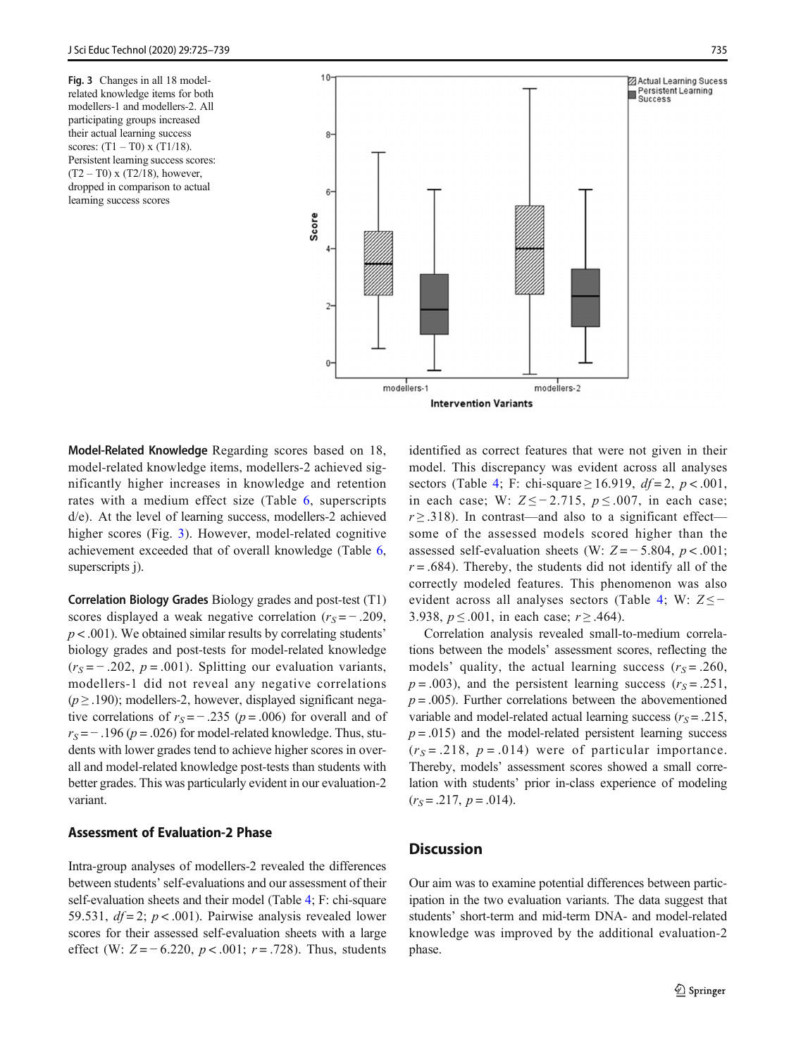**Fig. 3** Changes in all 18 model-related knowledge items for both modellers-1 and modellers-2. All participating groups increased their actual learning success scores: (T1 – T0) x (T1/18). Persistent learning success scores: (T2 – T0) x (T2/18), however, dropped in comparison to actual learning success scores

**Model-Related Knowledge** Regarding scores based on 18, model-related knowledge items, modellers-2 achieved significantly higher increases in knowledge and retention rates with a medium effect size (Table 6, superscripts d/e). At the level of learning success, modellers-2 achieved higher scores (Fig. 3). However, model-related cognitive achievement exceeded that of overall knowledge (Table 6, superscripts j).

**Correlation Biology Grades** Biology grades and post-test (T1) scores displayed a weak negative correlation ($r_S = -.209$, $p < .001$). We obtained similar results by correlating students' biology grades and post-tests for model-related knowledge ($r_S = -.202$, $p = .001$). Splitting our evaluation variants, modellers-1 did not reveal any negative correlations ($p \geq .190$); modellers-2, however, displayed significant negative correlations of $r_S = -.235$ ($p = .006$) for overall and of $r_S = -.196$ ($p = .026$) for model-related knowledge. Thus, students with lower grades tend to achieve higher scores in overall and model-related knowledge post-tests than students with better grades. This was particularly evident in our evaluation-2 variant.

### Assessment of Evaluation-2 Phase

Intra-group analyses of modellers-2 revealed the differences between students' self-evaluations and our assessment of their self-evaluation sheets and their model (Table 4; F: chi-square 59.531, $df = 2$; $p < .001$). Pairwise analysis revealed lower scores for their assessed self-evaluation sheets with a large effect (W: $Z = -6.220$, $p < .001$; $r = .728$). Thus, students identified as correct features that were not given in their model. This discrepancy was evident across all analyses sectors (Table 4; F: chi-square $\geq 16.919$, $df = 2$, $p < .001$, in each case; W: $Z \leq -2.715$, $p \leq .007$, in each case; $r \geq .318$). In contrast—and also to a significant effect—some of the assessed models scored higher than the assessed self-evaluation sheets (W: $Z = -5.804$, $p < .001$; $r = .684$). Thereby, the students did not identify all of the correctly modeled features. This phenomenon was also evident across all analyses sectors (Table 4; W: $Z \leq -3.938$, $p \leq .001$, in each case; $r \geq .464$).

Correlation analysis revealed small-to-medium correlations between the models' assessment scores, reflecting the models' quality, the actual learning success ($r_S = .260$, $p = .003$), and the persistent learning success ($r_S = .251$, $p = .005$). Further correlations between the abovementioned variable and model-related actual learning success ($r_S = .215$, $p = .015$) and the model-related persistent learning success ($r_S = .218$, $p = .014$) were of particular importance. Thereby, models' assessment scores showed a small correlation with students' prior in-class experience of modeling ($r_S = .217$, $p = .014$).

## Discussion

Our aim was to examine potential differences between participation in the two evaluation variants. The data suggest that students' short-term and mid-term DNA- and model-related knowledge was improved by the additional evaluation-2 phase.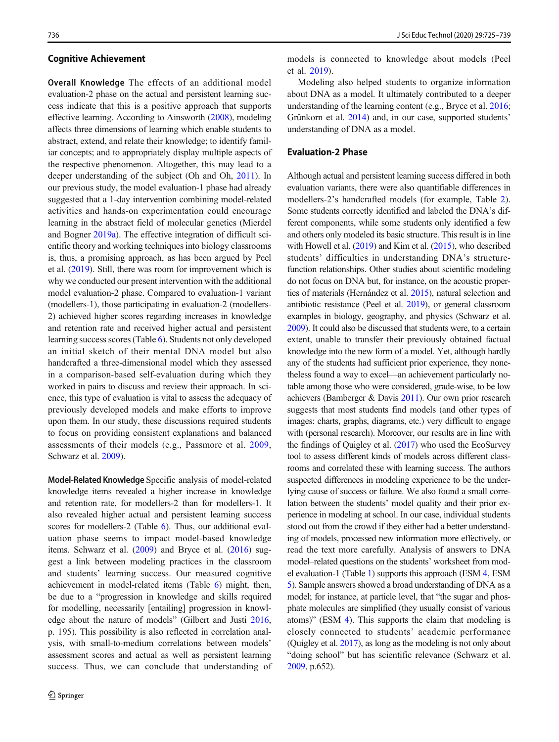### Cognitive Achievement

**Overall Knowledge** The effects of an additional model evaluation-2 phase on the actual and persistent learning success indicate that this is a positive approach that supports effective learning. According to Ainsworth (2008), modeling affects three dimensions of learning which enable students to abstract, extend, and relate their knowledge; to identify familiar concepts; and to appropriately display multiple aspects of the respective phenomenon. Altogether, this may lead to a deeper understanding of the subject (Oh and Oh, 2011). In our previous study, the model evaluation-1 phase had already suggested that a 1-day intervention combining model-related activities and hands-on experimentation could encourage learning in the abstract field of molecular genetics (Mierdel and Bogner 2019a). The effective integration of difficult scientific theory and working techniques into biology classrooms is, thus, a promising approach, as has been argued by Peel et al. (2019). Still, there was room for improvement which is why we conducted our present intervention with the additional model evaluation-2 phase. Compared to evaluation-1 variant (modellers-1), those participating in evaluation-2 (modellers-2) achieved higher scores regarding increases in knowledge and retention rate and received higher actual and persistent learning success scores (Table 6). Students not only developed an initial sketch of their mental DNA model but also handcrafted a three-dimensional model which they assessed in a comparison-based self-evaluation during which they worked in pairs to discuss and review their approach. In science, this type of evaluation is vital to assess the adequacy of previously developed models and make efforts to improve upon them. In our study, these discussions required students to focus on providing consistent explanations and balanced assessments of their models (e.g., Passmore et al. 2009, Schwarz et al. 2009).

**Model-Related Knowledge** Specific analysis of model-related knowledge items revealed a higher increase in knowledge and retention rate, for modellers-2 than for modellers-1. It also revealed higher actual and persistent learning success scores for modellers-2 (Table 6). Thus, our additional evaluation phase seems to impact model-based knowledge items. Schwarz et al. (2009) and Bryce et al. (2016) suggest a link between modeling practices in the classroom and students' learning success. Our measured cognitive achievement in model-related items (Table 6) might, then, be due to a "progression in knowledge and skills required for modelling, necessarily [entailing] progression in knowledge about the nature of models" (Gilbert and Justi 2016, p. 195). This possibility is also reflected in correlation analysis, with small-to-medium correlations between models' assessment scores and actual as well as persistent learning success. Thus, we can conclude that understanding of models is connected to knowledge about models (Peel et al. 2019).

Modeling also helped students to organize information about DNA as a model. It ultimately contributed to a deeper understanding of the learning content (e.g., Bryce et al. 2016; Grünkorn et al. 2014) and, in our case, supported students' understanding of DNA as a model.

### Evaluation-2 Phase

Although actual and persistent learning success differed in both evaluation variants, there were also quantifiable differences in modellers-2's handcrafted models (for example, Table 2). Some students correctly identified and labeled the DNA's different components, while some students only identified a few and others only modeled its basic structure. This result is in line with Howell et al. (2019) and Kim et al. (2015), who described students' difficulties in understanding DNA's structure-function relationships. Other studies about scientific modeling do not focus on DNA but, for instance, on the acoustic properties of materials (Hernández et al. 2015), natural selection and antibiotic resistance (Peel et al. 2019), or general classroom examples in biology, geography, and physics (Schwarz et al. 2009). It could also be discussed that students were, to a certain extent, unable to transfer their previously obtained factual knowledge into the new form of a model. Yet, although hardly any of the students had sufficient prior experience, they nonetheless found a way to excel—an achievement particularly notable among those who were considered, grade-wise, to be low achievers (Bamberger & Davis 2011). Our own prior research suggests that most students find models (and other types of images: charts, graphs, diagrams, etc.) very difficult to engage with (personal research). Moreover, our results are in line with the findings of Quigley et al. (2017) who used the EcoSurvey tool to assess different kinds of models across different classrooms and correlated these with learning success. The authors suspected differences in modeling experience to be the underlying cause of success or failure. We also found a small correlation between the students' model quality and their prior experience in modeling at school. In our case, individual students stood out from the crowd if they either had a better understanding of models, processed new information more effectively, or read the text more carefully. Analysis of answers to DNA model–related questions on the students' worksheet from model evaluation-1 (Table 1) supports this approach (ESM 4, ESM 5). Sample answers showed a broad understanding of DNA as a model; for instance, at particle level, that "the sugar and phosphate molecules are simplified (they usually consist of various atoms)" (ESM 4). This supports the claim that modeling is closely connected to students' academic performance (Quigley et al. 2017), as long as the modeling is not only about "doing school" but has scientific relevance (Schwarz et al. 2009, p.652).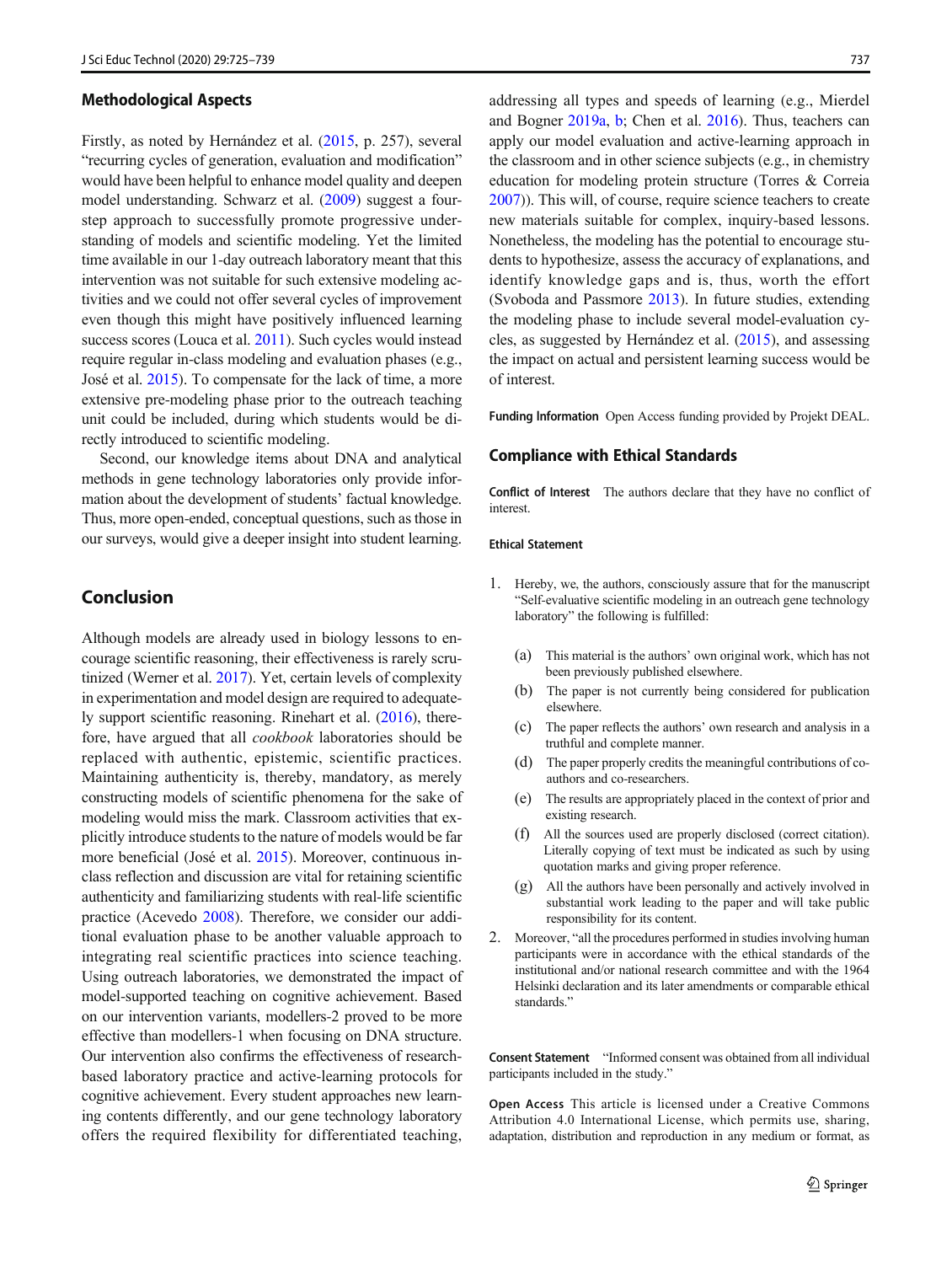## Methodological Aspects

Firstly, as noted by Hernández et al. (2015, p. 257), several "recurring cycles of generation, evaluation and modification" would have been helpful to enhance model quality and deepen model understanding. Schwarz et al. (2009) suggest a four-step approach to successfully promote progressive understanding of models and scientific modeling. Yet the limited time available in our 1-day outreach laboratory meant that this intervention was not suitable for such extensive modeling activities and we could not offer several cycles of improvement even though this might have positively influenced learning success scores (Louca et al. 2011). Such cycles would instead require regular in-class modeling and evaluation phases (e.g., José et al. 2015). To compensate for the lack of time, a more extensive pre-modeling phase prior to the outreach teaching unit could be included, during which students would be directly introduced to scientific modeling.

Second, our knowledge items about DNA and analytical methods in gene technology laboratories only provide information about the development of students' factual knowledge. Thus, more open-ended, conceptual questions, such as those in our surveys, would give a deeper insight into student learning.

## Conclusion

Although models are already used in biology lessons to encourage scientific reasoning, their effectiveness is rarely scrutinized (Werner et al. 2017). Yet, certain levels of complexity in experimentation and model design are required to adequately support scientific reasoning. Rinehart et al. (2016), therefore, have argued that all *cookbook* laboratories should be replaced with authentic, epistemic, scientific practices. Maintaining authenticity is, thereby, mandatory, as merely constructing models of scientific phenomena for the sake of modeling would miss the mark. Classroom activities that explicitly introduce students to the nature of models would be far more beneficial (José et al. 2015). Moreover, continuous in-class reflection and discussion are vital for retaining scientific authenticity and familiarizing students with real-life scientific practice (Acevedo 2008). Therefore, we consider our additional evaluation phase to be another valuable approach to integrating real scientific practices into science teaching. Using outreach laboratories, we demonstrated the impact of model-supported teaching on cognitive achievement. Based on our intervention variants, modellers-2 proved to be more effective than modellers-1 when focusing on DNA structure. Our intervention also confirms the effectiveness of research-based laboratory practice and active-learning protocols for cognitive achievement. Every student approaches new learning contents differently, and our gene technology laboratory offers the required flexibility for differentiated teaching, addressing all types and speeds of learning (e.g., Mierdel and Bogner 2019a, b; Chen et al. 2016). Thus, teachers can apply our model evaluation and active-learning approach in the classroom and in other science subjects (e.g., in chemistry education for modeling protein structure (Torres & Correia 2007)). This will, of course, require science teachers to create new materials suitable for complex, inquiry-based lessons. Nonetheless, the modeling has the potential to encourage students to hypothesize, assess the accuracy of explanations, and identify knowledge gaps and is, thus, worth the effort (Svoboda and Passmore 2013). In future studies, extending the modeling phase to include several model-evaluation cycles, as suggested by Hernández et al. (2015), and assessing the impact on actual and persistent learning success would be of interest.

**Funding Information** Open Access funding provided by Projekt DEAL.

## Compliance with Ethical Standards

**Conflict of Interest** The authors declare that they have no conflict of interest.

**Ethical Statement**

1. Hereby, we, the authors, consciously assure that for the manuscript "Self-evaluative scientific modeling in an outreach gene technology laboratory" the following is fulfilled:

   (a) This material is the authors' own original work, which has not been previously published elsewhere.

   (b) The paper is not currently being considered for publication elsewhere.

   (c) The paper reflects the authors' own research and analysis in a truthful and complete manner.

   (d) The paper properly credits the meaningful contributions of co-authors and co-researchers.

   (e) The results are appropriately placed in the context of prior and existing research.

   (f) All the sources used are properly disclosed (correct citation). Literally copying of text must be indicated as such by using quotation marks and giving proper reference.

   (g) All the authors have been personally and actively involved in substantial work leading to the paper and will take public responsibility for its content.

2. Moreover, "all the procedures performed in studies involving human participants were in accordance with the ethical standards of the institutional and/or national research committee and with the 1964 Helsinki declaration and its later amendments or comparable ethical standards."

**Consent Statement** "Informed consent was obtained from all individual participants included in the study."

**Open Access** This article is licensed under a Creative Commons Attribution 4.0 International License, which permits use, sharing, adaptation, distribution and reproduction in any medium or format, as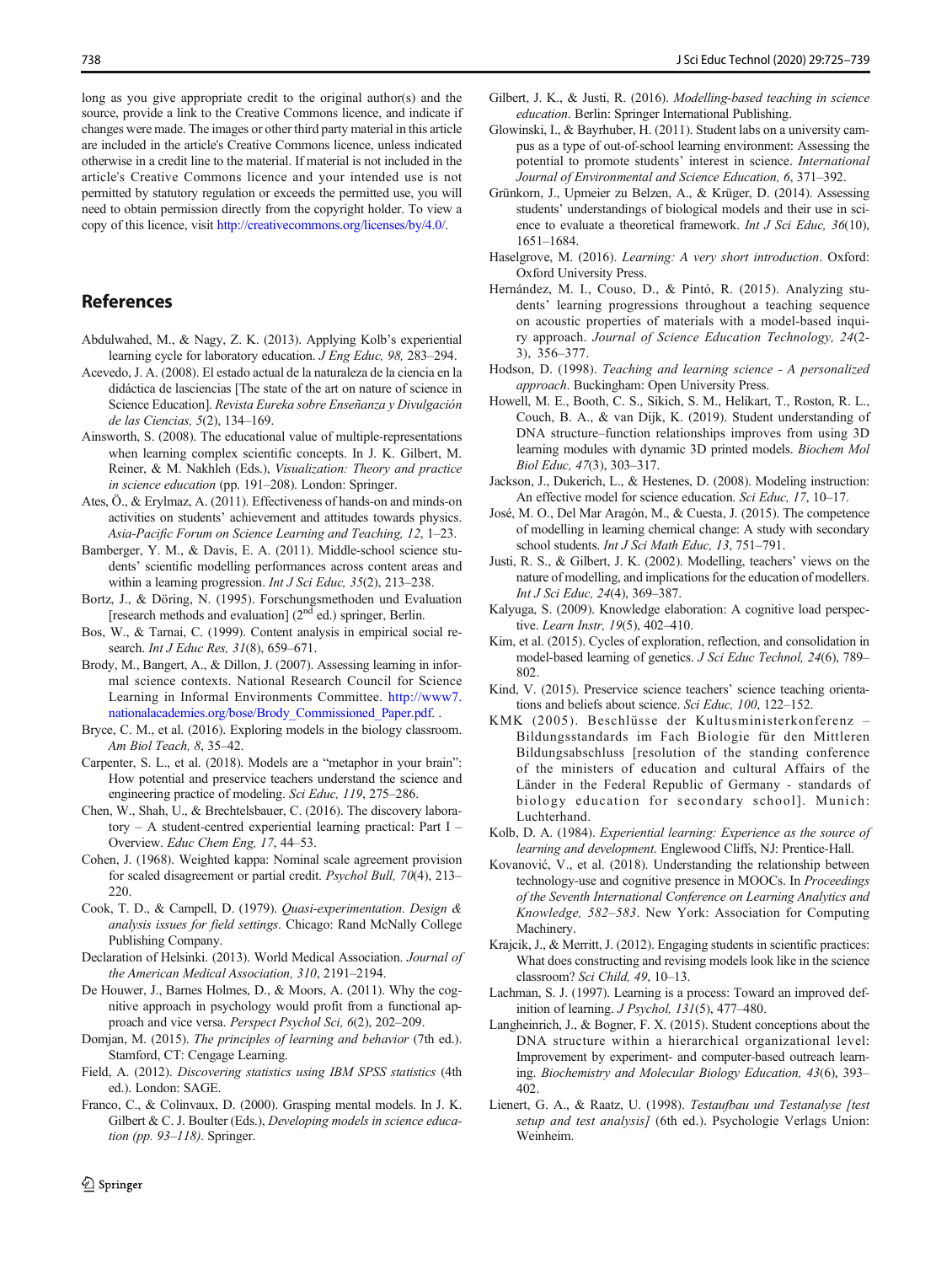long as you give appropriate credit to the original author(s) and the source, provide a link to the Creative Commons licence, and indicate if changes were made. The images or other third party material in this article are included in the article's Creative Commons licence, unless indicated otherwise in a credit line to the material. If material is not included in the article's Creative Commons licence and your intended use is not permitted by statutory regulation or exceeds the permitted use, you will need to obtain permission directly from the copyright holder. To view a copy of this licence, visit http://creativecommons.org/licenses/by/4.0/.

## References

Abdulwahed, M., & Nagy, Z. K. (2013). Applying Kolb's experiential learning cycle for laboratory education. *J Eng Educ, 98,* 283–294.

Acevedo, J. A. (2008). El estado actual de la naturaleza de la ciencia en la didáctica de lasciencias [The state of the art on nature of science in Science Education]. *Revista Eureka sobre Enseñanza y Divulgación de las Ciencias, 5*(2), 134–169.

Ainsworth, S. (2008). The educational value of multiple-representations when learning complex scientific concepts. In J. K. Gilbert, M. Reiner, & M. Nakhleh (Eds.), *Visualization: Theory and practice in science education* (pp. 191–208). London: Springer.

Ates, Ö., & Erylmaz, A. (2011). Effectiveness of hands-on and minds-on activities on students' achievement and attitudes towards physics. *Asia-Pacific Forum on Science Learning and Teaching, 12*, 1–23.

Bamberger, Y. M., & Davis, E. A. (2011). Middle-school science students' scientific modelling performances across content areas and within a learning progression. *Int J Sci Educ, 35*(2), 213–238.

Bortz, J., & Döring, N. (1995). Forschungsmethoden und Evaluation [research methods and evaluation] (2nd ed.) springer, Berlin.

Bos, W., & Tarnai, C. (1999). Content analysis in empirical social research. *Int J Educ Res, 31*(8), 659–671.

Brody, M., Bangert, A., & Dillon, J. (2007). Assessing learning in informal science contexts. National Research Council for Science Learning in Informal Environments Committee. http://www7.nationalacademies.org/bose/Brody_Commissioned_Paper.pdf. .

Bryce, C. M., et al. (2016). Exploring models in the biology classroom. *Am Biol Teach, 8*, 35–42.

Carpenter, S. L., et al. (2018). Models are a "metaphor in your brain": How potential and preservice teachers understand the science and engineering practice of modeling. *Sci Educ, 119*, 275–286.

Chen, W., Shah, U., & Brechtelsbauer, C. (2016). The discovery laboratory – A student-centred experiential learning practical: Part I – Overview. *Educ Chem Eng, 17*, 44–53.

Cohen, J. (1968). Weighted kappa: Nominal scale agreement provision for scaled disagreement or partial credit. *Psychol Bull, 70*(4), 213–220.

Cook, T. D., & Campell, D. (1979). *Quasi-experimentation. Design & analysis issues for field settings*. Chicago: Rand McNally College Publishing Company.

Declaration of Helsinki. (2013). World Medical Association. *Journal of the American Medical Association, 310*, 2191–2194.

De Houwer, J., Barnes Holmes, D., & Moors, A. (2011). Why the cognitive approach in psychology would profit from a functional approach and vice versa. *Perspect Psychol Sci, 6*(2), 202–209.

Domjan, M. (2015). *The principles of learning and behavior* (7th ed.). Stamford, CT: Cengage Learning.

Field, A. (2012). *Discovering statistics using IBM SPSS statistics* (4th ed.). London: SAGE.

Franco, C., & Colinvaux, D. (2000). Grasping mental models. In J. K. Gilbert & C. J. Boulter (Eds.), *Developing models in science education (pp. 93–118)*. Springer.

Gilbert, J. K., & Justi, R. (2016). *Modelling-based teaching in science education*. Berlin: Springer International Publishing.

Glowinski, I., & Bayrhuber, H. (2011). Student labs on a university campus as a type of out-of-school learning environment: Assessing the potential to promote students' interest in science. *International Journal of Environmental and Science Education, 6*, 371–392.

Grünkorn, J., Upmeier zu Belzen, A., & Krüger, D. (2014). Assessing students' understandings of biological models and their use in science to evaluate a theoretical framework. *Int J Sci Educ, 36*(10), 1651–1684.

Haselgrove, M. (2016). *Learning: A very short introduction*. Oxford: Oxford University Press.

Hernández, M. I., Couso, D., & Pintó, R. (2015). Analyzing students' learning progressions throughout a teaching sequence on acoustic properties of materials with a model-based inquiry approach. *Journal of Science Education Technology, 24*(2-3), 356–377.

Hodson, D. (1998). *Teaching and learning science - A personalized approach*. Buckingham: Open University Press.

Howell, M. E., Booth, C. S., Sikich, S. M., Helikart, T., Roston, R. L., Couch, B. A., & van Dijk, K. (2019). Student understanding of DNA structure–function relationships improves from using 3D learning modules with dynamic 3D printed models. *Biochem Mol Biol Educ, 47*(3), 303–317.

Jackson, J., Dukerich, L., & Hestenes, D. (2008). Modeling instruction: An effective model for science education. *Sci Educ, 17*, 10–17.

José, M. O., Del Mar Aragón, M., & Cuesta, J. (2015). The competence of modelling in learning chemical change: A study with secondary school students. *Int J Sci Math Educ, 13*, 751–791.

Justi, R. S., & Gilbert, J. K. (2002). Modelling, teachers' views on the nature of modelling, and implications for the education of modellers. *Int J Sci Educ, 24*(4), 369–387.

Kalyuga, S. (2009). Knowledge elaboration: A cognitive load perspective. *Learn Instr, 19*(5), 402–410.

Kim, et al. (2015). Cycles of exploration, reflection, and consolidation in model-based learning of genetics. *J Sci Educ Technol, 24*(6), 789–802.

Kind, V. (2015). Preservice science teachers' science teaching orientations and beliefs about science. *Sci Educ, 100*, 122–152.

KMK (2005). Beschlüsse der Kultusministerkonferenz – Bildungsstandards im Fach Biologie für den Mittleren Bildungsabschluss [resolution of the standing conference of the ministers of education and cultural Affairs of the Länder in the Federal Republic of Germany - standards of biology education for secondary school]. Munich: Luchterhand.

Kolb, D. A. (1984). *Experiential learning: Experience as the source of learning and development*. Englewood Cliffs, NJ: Prentice-Hall.

Kovanović, V., et al. (2018). Understanding the relationship between technology-use and cognitive presence in MOOCs. In *Proceedings of the Seventh International Conference on Learning Analytics and Knowledge, 582–583*. New York: Association for Computing Machinery.

Krajcik, J., & Merritt, J. (2012). Engaging students in scientific practices: What does constructing and revising models look like in the science classroom? *Sci Child, 49*, 10–13.

Lachman, S. J. (1997). Learning is a process: Toward an improved definition of learning. *J Psychol, 131*(5), 477–480.

Langheinrich, J., & Bogner, F. X. (2015). Student conceptions about the DNA structure within a hierarchical organizational level: Improvement by experiment- and computer-based outreach learning. *Biochemistry and Molecular Biology Education, 43*(6), 393–402.

Lienert, G. A., & Raatz, U. (1998). *Testaufbau und Testanalyse [test setup and test analysis]* (6th ed.). Psychologie Verlags Union: Weinheim.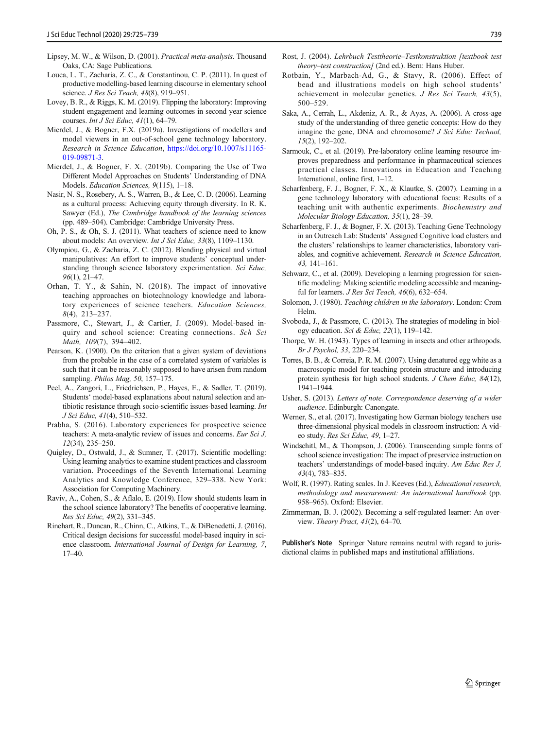Lipsey, M. W., & Wilson, D. (2001). *Practical meta-analysis*. Thousand Oaks, CA: Sage Publications.

Louca, L. T., Zacharia, Z. C., & Constantinou, C. P. (2011). In quest of productive modelling-based learning discourse in elementary school science. *J Res Sci Teach, 48*(8), 919–951.

Lovey, B. R., & Riggs, K. M. (2019). Flipping the laboratory: Improving student engagement and learning outcomes in second year science courses. *Int J Sci Educ, 41*(1), 64–79.

Mierdel, J., & Bogner, F.X. (2019a). Investigations of modellers and model viewers in an out-of-school gene technology laboratory. *Research in Science Education*, https://doi.org/10.1007/s11165-019-09871-3.

Mierdel, J., & Bogner, F. X. (2019b). Comparing the Use of Two Different Model Approaches on Students' Understanding of DNA Models. *Education Sciences, 9*(115), 1–18.

Nasir, N. S., Rosebery, A. S., Warren, B., & Lee, C. D. (2006). Learning as a cultural process: Achieving equity through diversity. In R. K. Sawyer (Ed.), *The Cambridge handbook of the learning sciences* (pp. 489–504). Cambridge: Cambridge University Press.

Oh, P. S., & Oh, S. J. (2011). What teachers of science need to know about models: An overview. *Int J Sci Educ, 33*(8), 1109–1130.

Olympiou, G., & Zacharia, Z. C. (2012). Blending physical and virtual manipulatives: An effort to improve students' conceptual understanding through science laboratory experimentation. *Sci Educ, 96*(1), 21–47.

Orhan, T. Y., & Sahin, N. (2018). The impact of innovative teaching approaches on biotechnology knowledge and laboratory experiences of science teachers. *Education Sciences, 8*(4), 213–237.

Passmore, C., Stewart, J., & Cartier, J. (2009). Model-based inquiry and school science: Creating connections. *Sch Sci Math, 109*(7), 394–402.

Pearson, K. (1900). On the criterion that a given system of deviations from the probable in the case of a correlated system of variables is such that it can be reasonably supposed to have arisen from random sampling. *Philos Mag, 50*, 157–175.

Peel, A., Zangori, L., Friedrichsen, P., Hayes, E., & Sadler, T. (2019). Students' model-based explanations about natural selection and antibiotic resistance through socio-scientific issues-based learning. *Int J Sci Educ, 41*(4), 510–532.

Prabha, S. (2016). Laboratory experiences for prospective science teachers: A meta-analytic review of issues and concerns. *Eur Sci J, 12*(34), 235–250.

Quigley, D., Ostwald, J., & Sumner, T. (2017). Scientific modelling: Using learning analytics to examine student practices and classroom variation. Proceedings of the Seventh International Learning Analytics and Knowledge Conference, 329–338. New York: Association for Computing Machinery.

Raviv, A., Cohen, S., & Aflalo, E. (2019). How should students learn in the school science laboratory? The benefits of cooperative learning. *Res Sci Educ, 49*(2), 331–345.

Rinehart, R., Duncan, R., Chinn, C., Atkins, T., & DiBenedetti, J. (2016). Critical design decisions for successful model-based inquiry in science classroom. *International Journal of Design for Learning, 7*, 17–40.

Rost, J. (2004). *Lehrbuch Testtheorie–Testkonstruktion [textbook test theory–test construction]* (2nd ed.). Bern: Hans Huber.

Rotbain, Y., Marbach-Ad, G., & Stavy, R. (2006). Effect of bead and illustrations models on high school students' achievement in molecular genetics. *J Res Sci Teach, 43*(5), 500–529.

Saka, A., Cerrah, L., Akdeniz, A. R., & Ayas, A. (2006). A cross-age study of the understanding of three genetic concepts: How do they imagine the gene, DNA and chromosome? *J Sci Educ Technol, 15*(2), 192–202.

Sarmouk, C., et al. (2019). Pre-laboratory online learning resource improves preparedness and performance in pharmaceutical sciences practical classes. Innovations in Education and Teaching International, online first, 1–12.

Scharfenberg, F. J., Bogner, F. X., & Klautke, S. (2007). Learning in a gene technology laboratory with educational focus: Results of a teaching unit with authentic experiments. *Biochemistry and Molecular Biology Education, 35*(1), 28–39.

Scharfenberg, F. J., & Bogner, F. X. (2013). Teaching Gene Technology in an Outreach Lab: Students' Assigned Cognitive load clusters and the clusters' relationships to learner characteristics, laboratory variables, and cognitive achievement. *Research in Science Education, 43*, 141–161.

Schwarz, C., et al. (2009). Developing a learning progression for scientific modeling: Making scientific modeling accessible and meaningful for learners. *J Res Sci Teach, 46*(6), 632–654.

Solomon, J. (1980). *Teaching children in the laboratory*. London: Crom Helm.

Svoboda, J., & Passmore, C. (2013). The strategies of modeling in biology education. *Sci & Educ, 22*(1), 119–142.

Thorpe, W. H. (1943). Types of learning in insects and other arthropods. *Br J Psychol, 33*, 220–234.

Torres, B. B., & Correia, P. R. M. (2007). Using denatured egg white as a macroscopic model for teaching protein structure and introducing protein synthesis for high school students. *J Chem Educ, 84*(12), 1941–1944.

Usher, S. (2013). *Letters of note. Correspondence deserving of a wider audience*. Edinburgh: Canongate.

Werner, S., et al. (2017). Investigating how German biology teachers use three-dimensional physical models in classroom instruction: A video study. *Res Sci Educ, 49*, 1–27.

Windschitl, M., & Thompson, J. (2006). Transcending simple forms of school science investigation: The impact of preservice instruction on teachers' understandings of model-based inquiry. *Am Educ Res J, 43*(4), 783–835.

Wolf, R. (1997). Rating scales. In J. Keeves (Ed.), *Educational research, methodology and measurement: An international handbook* (pp. 958–965). Oxford: Elsevier.

Zimmerman, B. J. (2002). Becoming a self-regulated learner: An overview. *Theory Pract, 41*(2), 64–70.

**Publisher's Note** Springer Nature remains neutral with regard to jurisdictional claims in published maps and institutional affiliations.